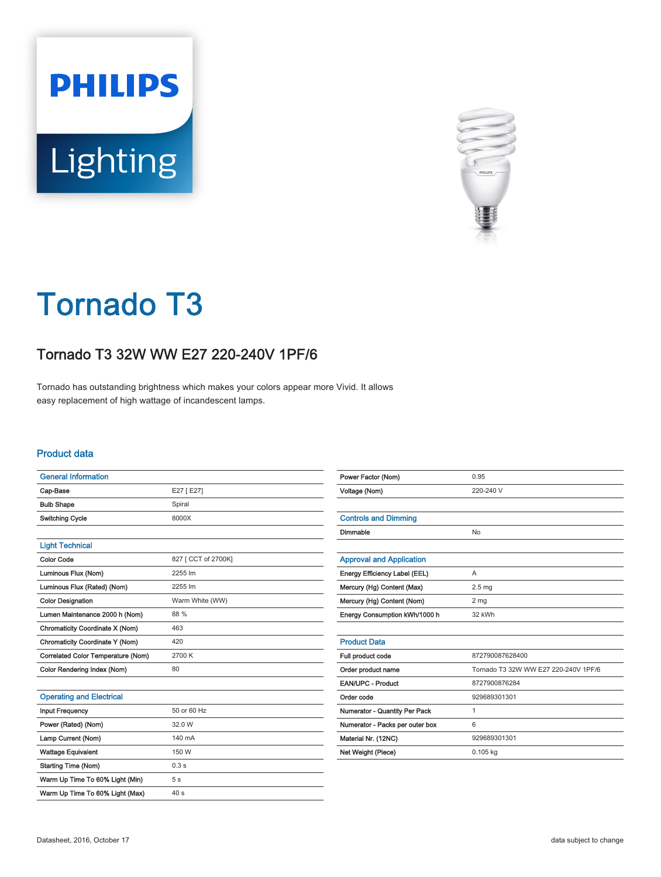# Tornado T3

## Tornado T3 32W WW E27 220-240V 1PF/6

Tornado has outstanding brightness which makes your colors appear more Vivid. It allows easy replacement of high wattage of incandescent lamps.

### Product data

| General Information | |
|---|---|
| Cap-Base | E27 [ E27] |
| Bulb Shape | Spiral |
| Switching Cycle | 8000X |

| Light Technical | |
|---|---|
| Color Code | 827 [ CCT of 2700K] |
| Luminous Flux (Nom) | 2255 lm |
| Luminous Flux (Rated) (Nom) | 2255 lm |
| Color Designation | Warm White (WW) |
| Lumen Maintenance 2000 h (Nom) | 88 % |
| Chromaticity Coordinate X (Nom) | 463 |
| Chromaticity Coordinate Y (Nom) | 420 |
| Correlated Color Temperature (Nom) | 2700 K |
| Color Rendering Index (Nom) | 80 |

| Operating and Electrical | |
|---|---|
| Input Frequency | 50 or 60 Hz |
| Power (Rated) (Nom) | 32.0 W |
| Lamp Current (Nom) | 140 mA |
| Wattage Equivalent | 150 W |
| Starting Time (Nom) | 0.3 s |
| Warm Up Time To 60% Light (Min) | 5 s |
| Warm Up Time To 60% Light (Max) | 40 s |
| Power Factor (Nom) | 0.95 |
| Voltage (Nom) | 220-240 V |

| Controls and Dimming | |
|---|---|
| Dimmable | No |

| Approval and Application | |
|---|---|
| Energy Efficiency Label (EEL) | A |
| Mercury (Hg) Content (Max) | 2.5 mg |
| Mercury (Hg) Content (Nom) | 2 mg |
| Energy Consumption kWh/1000 h | 32 kWh |

| Product Data | |
|---|---|
| Full product code | 872790087628400 |
| Order product name | Tornado T3 32W WW E27 220-240V 1PF/6 |
| EAN/UPC - Product | 8727900876284 |
| Order code | 929689301301 |
| Numerator - Quantity Per Pack | 1 |
| Numerator - Packs per outer box | 6 |
| Material Nr. (12NC) | 929689301301 |
| Net Weight (Piece) | 0.105 kg |

Datasheet, 2016, October 17

data subject to change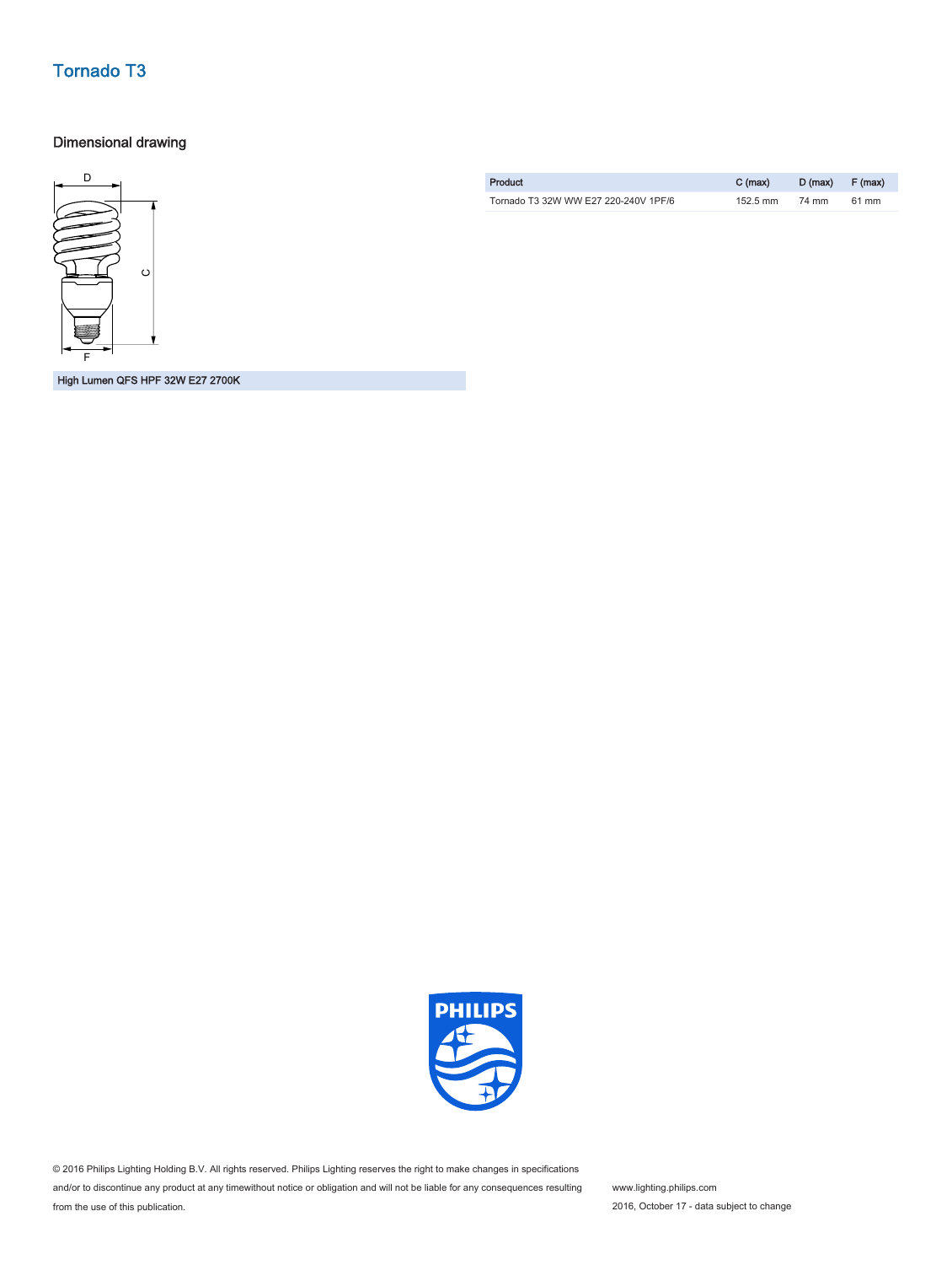# Tornado T3

## Dimensional drawing

D

C

F

High Lumen QFS HPF 32W E27 2700K

| Product | C (max) | D (max) | F (max) |
|---|---|---|---|
| Tornado T3 32W WW E27 220-240V 1PF/6 | 152.5 mm | 74 mm | 61 mm |

© 2016 Philips Lighting Holding B.V. All rights reserved. Philips Lighting reserves the right to make changes in specifications and/or to discontinue any product at any timewithout notice or obligation and will not be liable for any consequences resulting from the use of this publication.

www.lighting.philips.com

2016, October 17 - data subject to change